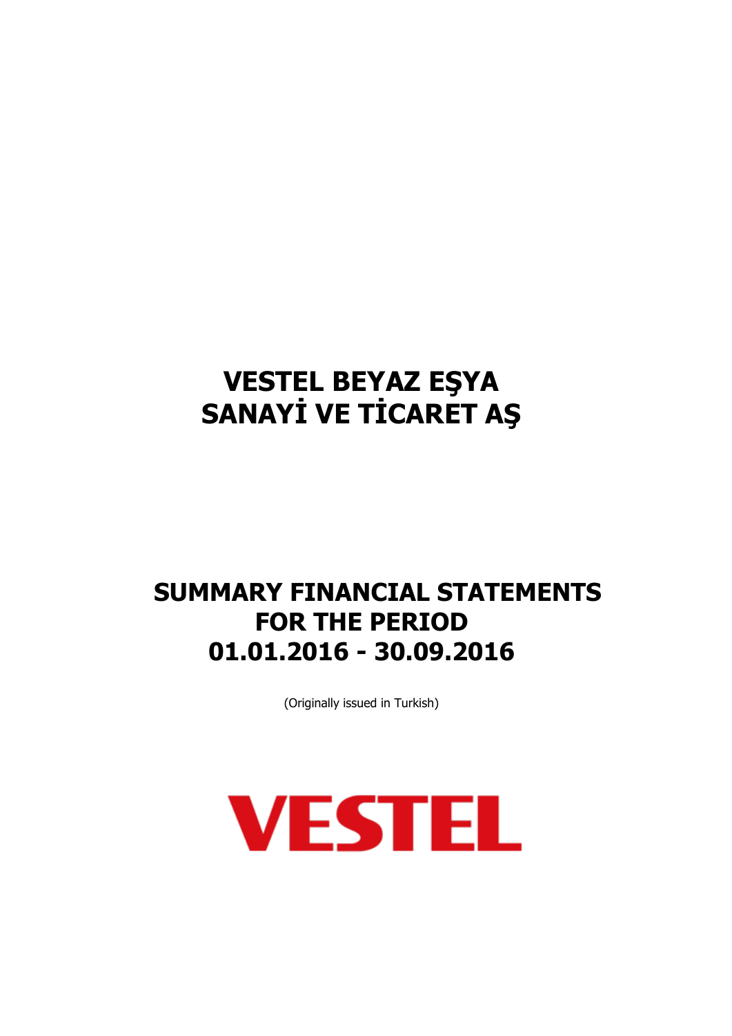# VESTEL BEYAZ EŞYA SANAYİ VE TİCARET AŞ

# SUMMARY FINANCIAL STATEMENTS FOR THE PERIOD 01.01.2016 - 30.09.2016

(Originally issued in Turkish)

VESTEL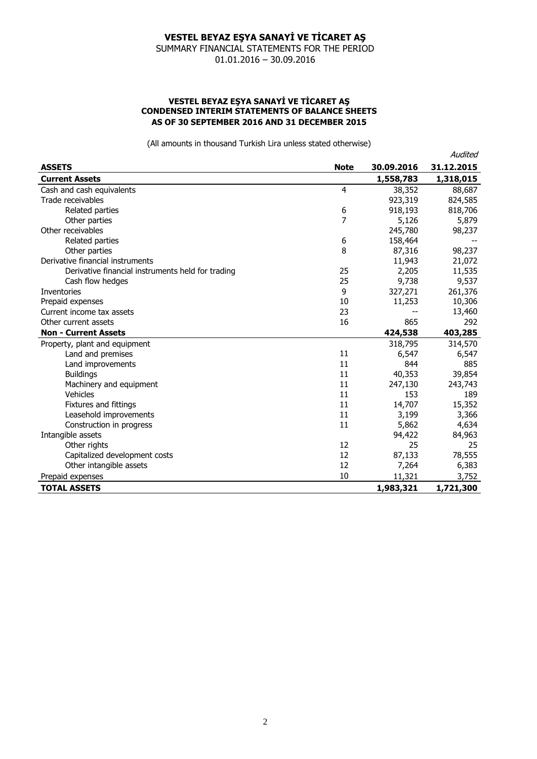# VESTEL BEYAZ EŞYA SANAYİ VE TİCARET AŞ

SUMMARY FINANCIAL STATEMENTS FOR THE PERIOD
01.01.2016 – 30.09.2016

## VESTEL BEYAZ EŞYA SANAYİ VE TİCARET AŞ
## CONDENSED INTERIM STATEMENTS OF BALANCE SHEETS
## AS OF 30 SEPTEMBER 2016 AND 31 DECEMBER 2015

(All amounts in thousand Turkish Lira unless stated otherwise)

| ASSETS | Note | 30.09.2016 | *Audited* 31.12.2015 |
|---|---|---|---|
| **Current Assets** | | **1,558,783** | **1,318,015** |
| Cash and cash equivalents | 4 | 38,352 | 88,687 |
| Trade receivables | | 923,319 | 824,585 |
| Related parties | 6 | 918,193 | 818,706 |
| Other parties | 7 | 5,126 | 5,879 |
| Other receivables | | 245,780 | 98,237 |
| Related parties | 6 | 158,464 | -- |
| Other parties | 8 | 87,316 | 98,237 |
| Derivative financial instruments | | 11,943 | 21,072 |
| Derivative financial instruments held for trading | 25 | 2,205 | 11,535 |
| Cash flow hedges | 25 | 9,738 | 9,537 |
| Inventories | 9 | 327,271 | 261,376 |
| Prepaid expenses | 10 | 11,253 | 10,306 |
| Current income tax assets | 23 | -- | 13,460 |
| Other current assets | 16 | 865 | 292 |
| **Non - Current Assets** | | **424,538** | **403,285** |
| Property, plant and equipment | | 318,795 | 314,570 |
| Land and premises | 11 | 6,547 | 6,547 |
| Land improvements | 11 | 844 | 885 |
| Buildings | 11 | 40,353 | 39,854 |
| Machinery and equipment | 11 | 247,130 | 243,743 |
| Vehicles | 11 | 153 | 189 |
| Fixtures and fittings | 11 | 14,707 | 15,352 |
| Leasehold improvements | 11 | 3,199 | 3,366 |
| Construction in progress | 11 | 5,862 | 4,634 |
| Intangible assets | | 94,422 | 84,963 |
| Other rights | 12 | 25 | 25 |
| Capitalized development costs | 12 | 87,133 | 78,555 |
| Other intangible assets | 12 | 7,264 | 6,383 |
| Prepaid expenses | 10 | 11,321 | 3,752 |
| **TOTAL ASSETS** | | **1,983,321** | **1,721,300** |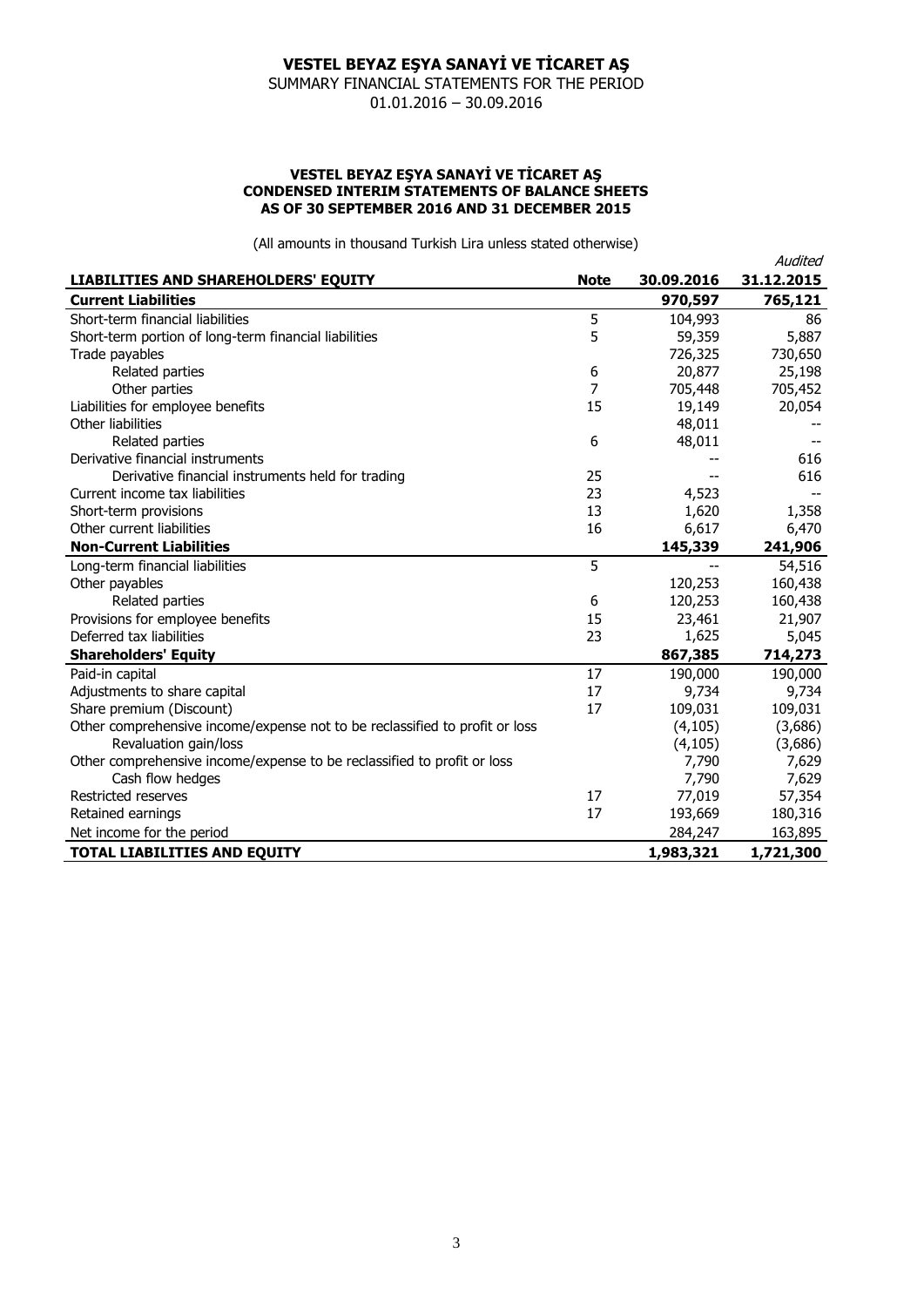# VESTEL BEYAZ EŞYA SANAYİ VE TİCARET AŞ

SUMMARY FINANCIAL STATEMENTS FOR THE PERIOD

01.01.2016 – 30.09.2016

## VESTEL BEYAZ EŞYA SANAYİ VE TİCARET AŞ
## CONDENSED INTERIM STATEMENTS OF BALANCE SHEETS
## AS OF 30 SEPTEMBER 2016 AND 31 DECEMBER 2015

(All amounts in thousand Turkish Lira unless stated otherwise)

| LIABILITIES AND SHAREHOLDERS' EQUITY | Note | 30.09.2016 | *Audited* 31.12.2015 |
|---|---|---|---|
| **Current Liabilities** | | **970,597** | **765,121** |
| Short-term financial liabilities | 5 | 104,993 | 86 |
| Short-term portion of long-term financial liabilities | 5 | 59,359 | 5,887 |
| Trade payables | | 726,325 | 730,650 |
| Related parties | 6 | 20,877 | 25,198 |
| Other parties | 7 | 705,448 | 705,452 |
| Liabilities for employee benefits | 15 | 19,149 | 20,054 |
| Other liabilities | | 48,011 | -- |
| Related parties | 6 | 48,011 | -- |
| Derivative financial instruments | | -- | 616 |
| Derivative financial instruments held for trading | 25 | -- | 616 |
| Current income tax liabilities | 23 | 4,523 | -- |
| Short-term provisions | 13 | 1,620 | 1,358 |
| Other current liabilities | 16 | 6,617 | 6,470 |
| **Non-Current Liabilities** | | **145,339** | **241,906** |
| Long-term financial liabilities | 5 | -- | 54,516 |
| Other payables | | 120,253 | 160,438 |
| Related parties | 6 | 120,253 | 160,438 |
| Provisions for employee benefits | 15 | 23,461 | 21,907 |
| Deferred tax liabilities | 23 | 1,625 | 5,045 |
| **Shareholders' Equity** | | **867,385** | **714,273** |
| Paid-in capital | 17 | 190,000 | 190,000 |
| Adjustments to share capital | 17 | 9,734 | 9,734 |
| Share premium (Discount) | 17 | 109,031 | 109,031 |
| Other comprehensive income/expense not to be reclassified to profit or loss | | (4,105) | (3,686) |
| Revaluation gain/loss | | (4,105) | (3,686) |
| Other comprehensive income/expense to be reclassified to profit or loss | | 7,790 | 7,629 |
| Cash flow hedges | | 7,790 | 7,629 |
| Restricted reserves | 17 | 77,019 | 57,354 |
| Retained earnings | 17 | 193,669 | 180,316 |
| Net income for the period | | 284,247 | 163,895 |
| **TOTAL LIABILITIES AND EQUITY** | | **1,983,321** | **1,721,300** |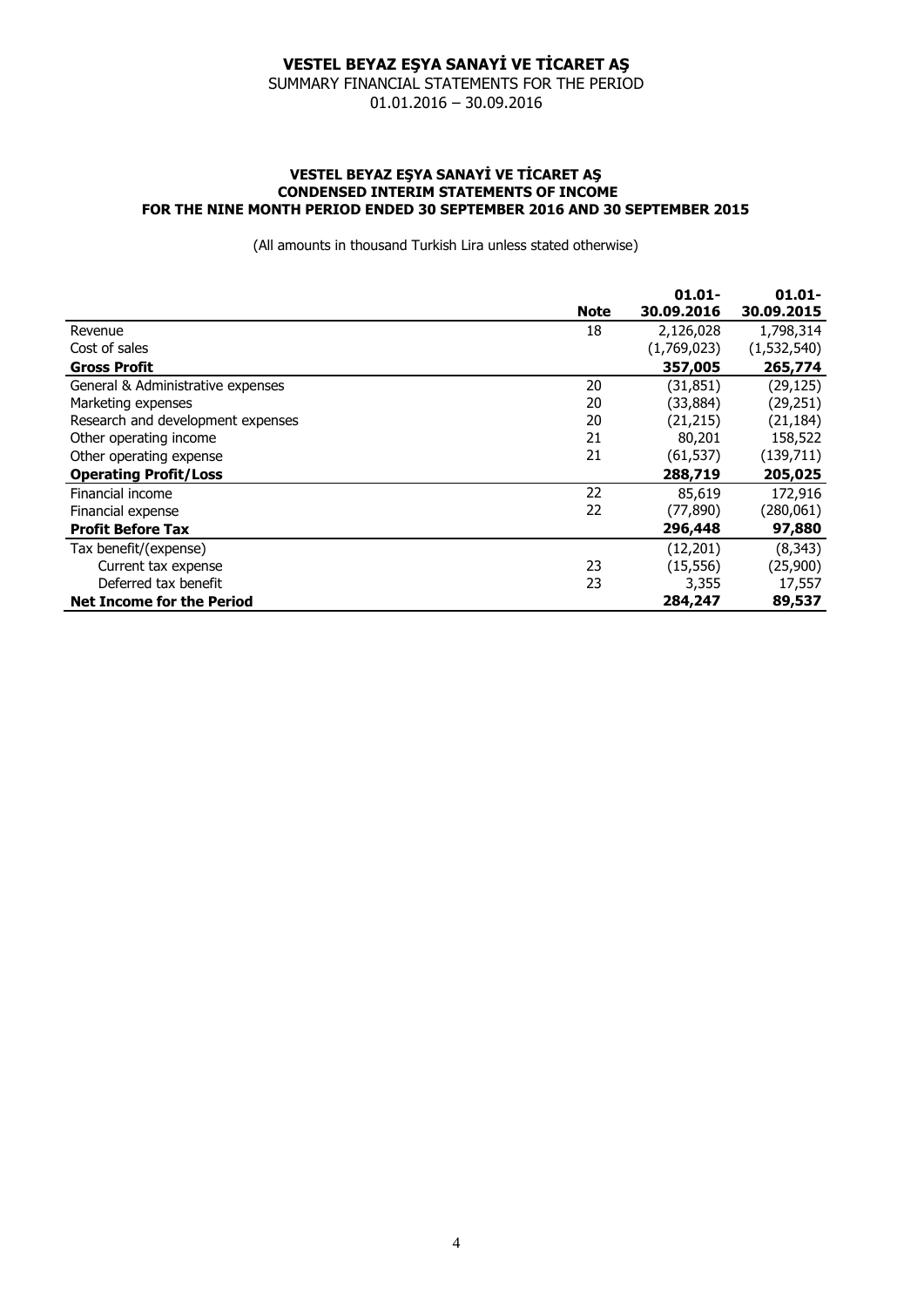# VESTEL BEYAZ EŞYA SANAYİ VE TİCARET AŞ

SUMMARY FINANCIAL STATEMENTS FOR THE PERIOD
01.01.2016 – 30.09.2016

### VESTEL BEYAZ EŞYA SANAYİ VE TİCARET AŞ
### CONDENSED INTERIM STATEMENTS OF INCOME
### FOR THE NINE MONTH PERIOD ENDED 30 SEPTEMBER 2016 AND 30 SEPTEMBER 2015

(All amounts in thousand Turkish Lira unless stated otherwise)

| | Note | 01.01-30.09.2016 | 01.01-30.09.2015 |
|---|---|---|---|
| Revenue | 18 | 2,126,028 | 1,798,314 |
| Cost of sales | | (1,769,023) | (1,532,540) |
| **Gross Profit** | | **357,005** | **265,774** |
| General & Administrative expenses | 20 | (31,851) | (29,125) |
| Marketing expenses | 20 | (33,884) | (29,251) |
| Research and development expenses | 20 | (21,215) | (21,184) |
| Other operating income | 21 | 80,201 | 158,522 |
| Other operating expense | 21 | (61,537) | (139,711) |
| **Operating Profit/Loss** | | **288,719** | **205,025** |
| Financial income | 22 | 85,619 | 172,916 |
| Financial expense | 22 | (77,890) | (280,061) |
| **Profit Before Tax** | | **296,448** | **97,880** |
| Tax benefit/(expense) | | (12,201) | (8,343) |
| Current tax expense | 23 | (15,556) | (25,900) |
| Deferred tax benefit | 23 | 3,355 | 17,557 |
| **Net Income for the Period** | | **284,247** | **89,537** |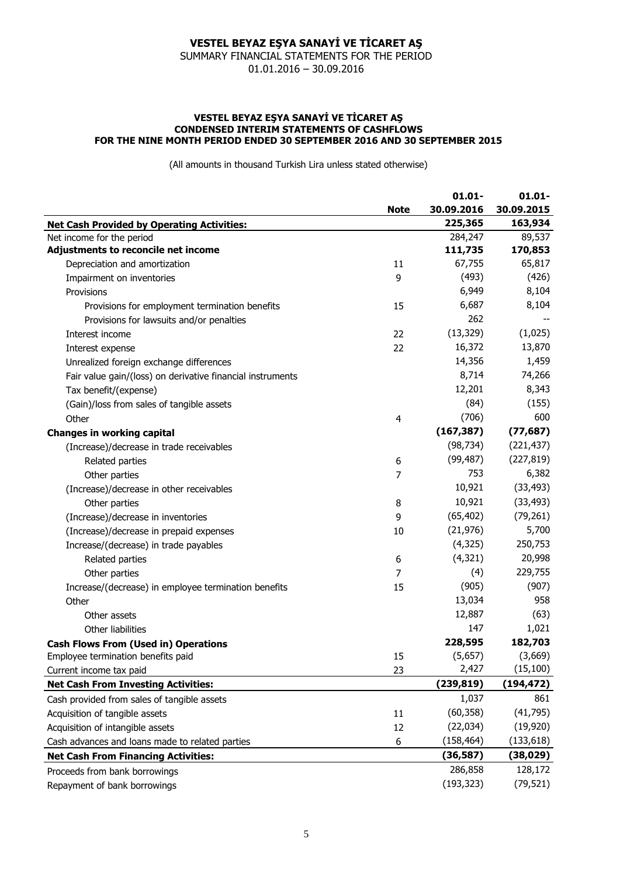# VESTEL BEYAZ EŞYA SANAYİ VE TİCARET AŞ

SUMMARY FINANCIAL STATEMENTS FOR THE PERIOD

01.01.2016 – 30.09.2016

## VESTEL BEYAZ EŞYA SANAYİ VE TİCARET AŞ
## CONDENSED INTERIM STATEMENTS OF CASHFLOWS
## FOR THE NINE MONTH PERIOD ENDED 30 SEPTEMBER 2016 AND 30 SEPTEMBER 2015

(All amounts in thousand Turkish Lira unless stated otherwise)

| | Note | 01.01-30.09.2016 | 01.01-30.09.2015 |
|---|---|---|---|
| **Net Cash Provided by Operating Activities:** | | **225,365** | **163,934** |
| Net income for the period | | 284,247 | 89,537 |
| **Adjustments to reconcile net income** | | **111,735** | **170,853** |
| Depreciation and amortization | 11 | 67,755 | 65,817 |
| Impairment on inventories | 9 | (493) | (426) |
| Provisions | | 6,949 | 8,104 |
| Provisions for employment termination benefits | 15 | 6,687 | 8,104 |
| Provisions for lawsuits and/or penalties | | 262 | -- |
| Interest income | 22 | (13,329) | (1,025) |
| Interest expense | 22 | 16,372 | 13,870 |
| Unrealized foreign exchange differences | | 14,356 | 1,459 |
| Fair value gain/(loss) on derivative financial instruments | | 8,714 | 74,266 |
| Tax benefit/(expense) | | 12,201 | 8,343 |
| (Gain)/loss from sales of tangible assets | | (84) | (155) |
| Other | 4 | (706) | 600 |
| **Changes in working capital** | | **(167,387)** | **(77,687)** |
| (Increase)/decrease in trade receivables | | (98,734) | (221,437) |
| Related parties | 6 | (99,487) | (227,819) |
| Other parties | 7 | 753 | 6,382 |
| (Increase)/decrease in other receivables | | 10,921 | (33,493) |
| Other parties | 8 | 10,921 | (33,493) |
| (Increase)/decrease in inventories | 9 | (65,402) | (79,261) |
| (Increase)/decrease in prepaid expenses | 10 | (21,976) | 5,700 |
| Increase/(decrease) in trade payables | | (4,325) | 250,753 |
| Related parties | 6 | (4,321) | 20,998 |
| Other parties | 7 | (4) | 229,755 |
| Increase/(decrease) in employee termination benefits | 15 | (905) | (907) |
| Other | | 13,034 | 958 |
| Other assets | | 12,887 | (63) |
| Other liabilities | | 147 | 1,021 |
| **Cash Flows From (Used in) Operations** | | **228,595** | **182,703** |
| Employee termination benefits paid | 15 | (5,657) | (3,669) |
| Current income tax paid | 23 | 2,427 | (15,100) |
| **Net Cash From Investing Activities:** | | **(239,819)** | **(194,472)** |
| Cash provided from sales of tangible assets | | 1,037 | 861 |
| Acquisition of tangible assets | 11 | (60,358) | (41,795) |
| Acquisition of intangible assets | 12 | (22,034) | (19,920) |
| Cash advances and loans made to related parties | 6 | (158,464) | (133,618) |
| **Net Cash From Financing Activities:** | | **(36,587)** | **(38,029)** |
| Proceeds from bank borrowings | | 286,858 | 128,172 |
| Repayment of bank borrowings | | (193,323) | (79,521) |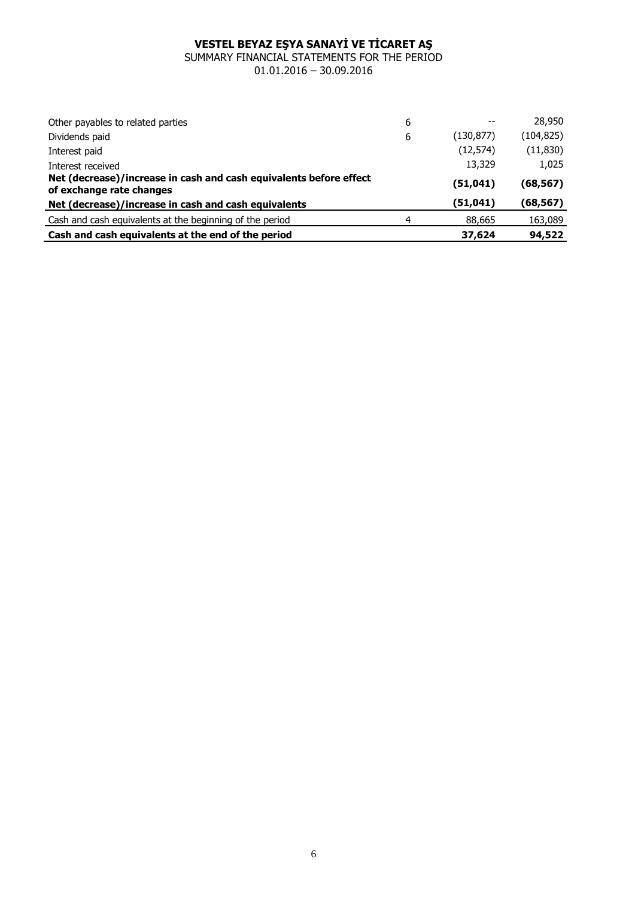# VESTEL BEYAZ EŞYA SANAYİ VE TİCARET AŞ

SUMMARY FINANCIAL STATEMENTS FOR THE PERIOD

01.01.2016 – 30.09.2016

| | | | |
|---|---|---|---|
| Other payables to related parties | 6 | -- | 28,950 |
| Dividends paid | 6 | (130,877) | (104,825) |
| Interest paid | | (12,574) | (11,830) |
| Interest received | | 13,329 | 1,025 |
| **Net (decrease)/increase in cash and cash equivalents before effect of exchange rate changes** | | **(51,041)** | **(68,567)** |
| **Net (decrease)/increase in cash and cash equivalents** | | **(51,041)** | **(68,567)** |
| Cash and cash equivalents at the beginning of the period | 4 | 88,665 | 163,089 |
| **Cash and cash equivalents at the end of the period** | | **37,624** | **94,522** |